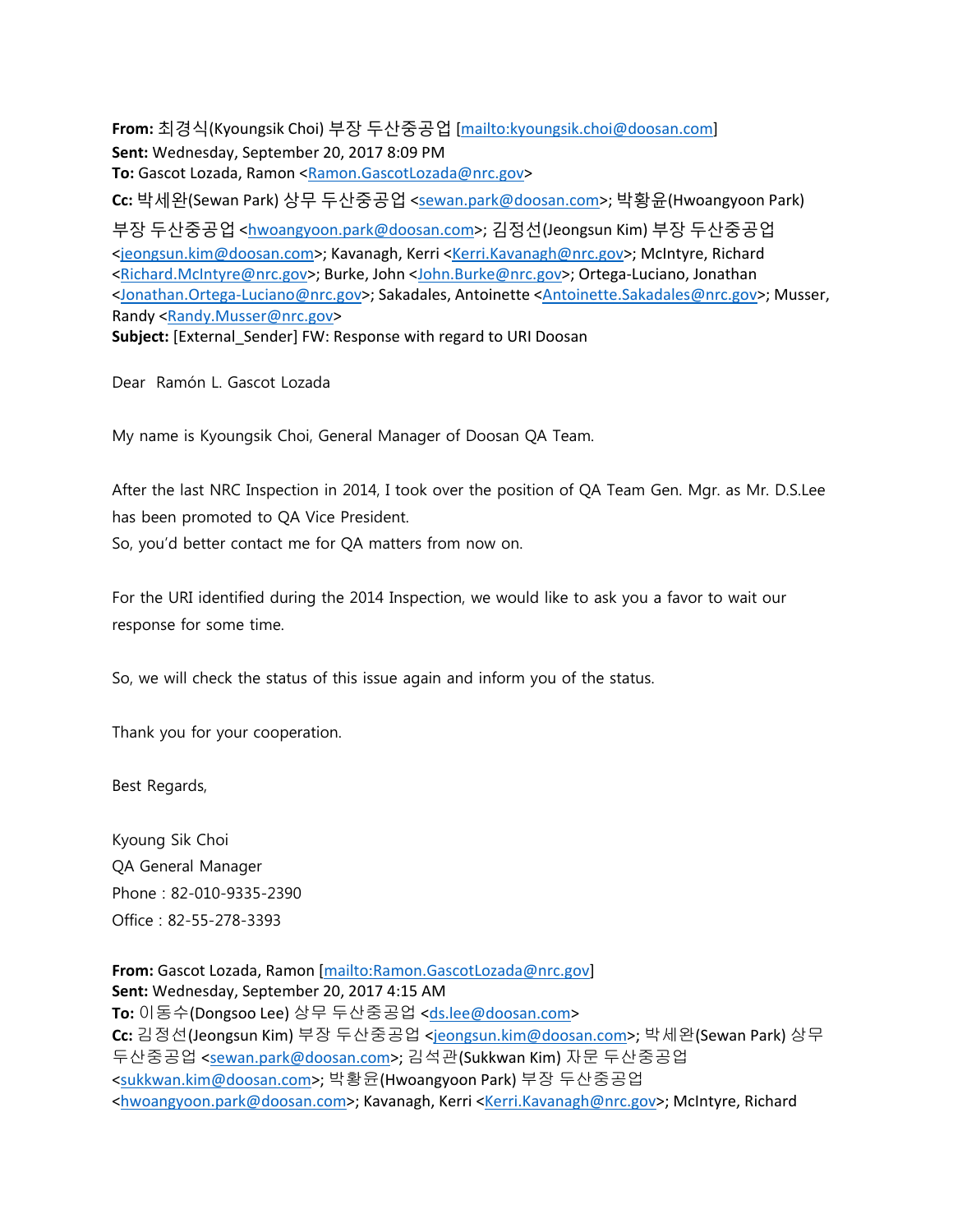**From:** 최경식(Kyoungsik Choi) 부장 두산중공업 [mailto:kyoungsik.choi@doosan.com]
**Sent:** Wednesday, September 20, 2017 8:09 PM
**To:** Gascot Lozada, Ramon <Ramon.GascotLozada@nrc.gov>
**Cc:** 박세완(Sewan Park) 상무 두산중공업 <sewan.park@doosan.com>; 박황윤(Hwoangyoon Park) 부장 두산중공업 <hwoangyoon.park@doosan.com>; 김정선(Jeongsun Kim) 부장 두산중공업 <jeongsun.kim@doosan.com>; Kavanagh, Kerri <Kerri.Kavanagh@nrc.gov>; McIntyre, Richard <Richard.McIntyre@nrc.gov>; Burke, John <John.Burke@nrc.gov>; Ortega-Luciano, Jonathan <Jonathan.Ortega-Luciano@nrc.gov>; Sakadales, Antoinette <Antoinette.Sakadales@nrc.gov>; Musser, Randy <Randy.Musser@nrc.gov>
**Subject:** [External_Sender] FW: Response with regard to URI Doosan

Dear Ramón L. Gascot Lozada

My name is Kyoungsik Choi, General Manager of Doosan QA Team.

After the last NRC Inspection in 2014, I took over the position of QA Team Gen. Mgr. as Mr. D.S.Lee has been promoted to QA Vice President.
So, you'd better contact me for QA matters from now on.

For the URI identified during the 2014 Inspection, we would like to ask you a favor to wait our response for some time.

So, we will check the status of this issue again and inform you of the status.

Thank you for your cooperation.

Best Regards,

Kyoung Sik Choi
QA General Manager
Phone : 82-010-9335-2390
Office : 82-55-278-3393

**From:** Gascot Lozada, Ramon [mailto:Ramon.GascotLozada@nrc.gov]
**Sent:** Wednesday, September 20, 2017 4:15 AM
**To:** 이동수(Dongsoo Lee) 상무 두산중공업 <ds.lee@doosan.com>
**Cc:** 김정선(Jeongsun Kim) 부장 두산중공업 <jeongsun.kim@doosan.com>; 박세완(Sewan Park) 상무 두산중공업 <sewan.park@doosan.com>; 김석관(Sukkwan Kim) 자문 두산중공업 <sukkwan.kim@doosan.com>; 박황윤(Hwoangyoon Park) 부장 두산중공업 <hwoangyoon.park@doosan.com>; Kavanagh, Kerri <Kerri.Kavanagh@nrc.gov>; McIntyre, Richard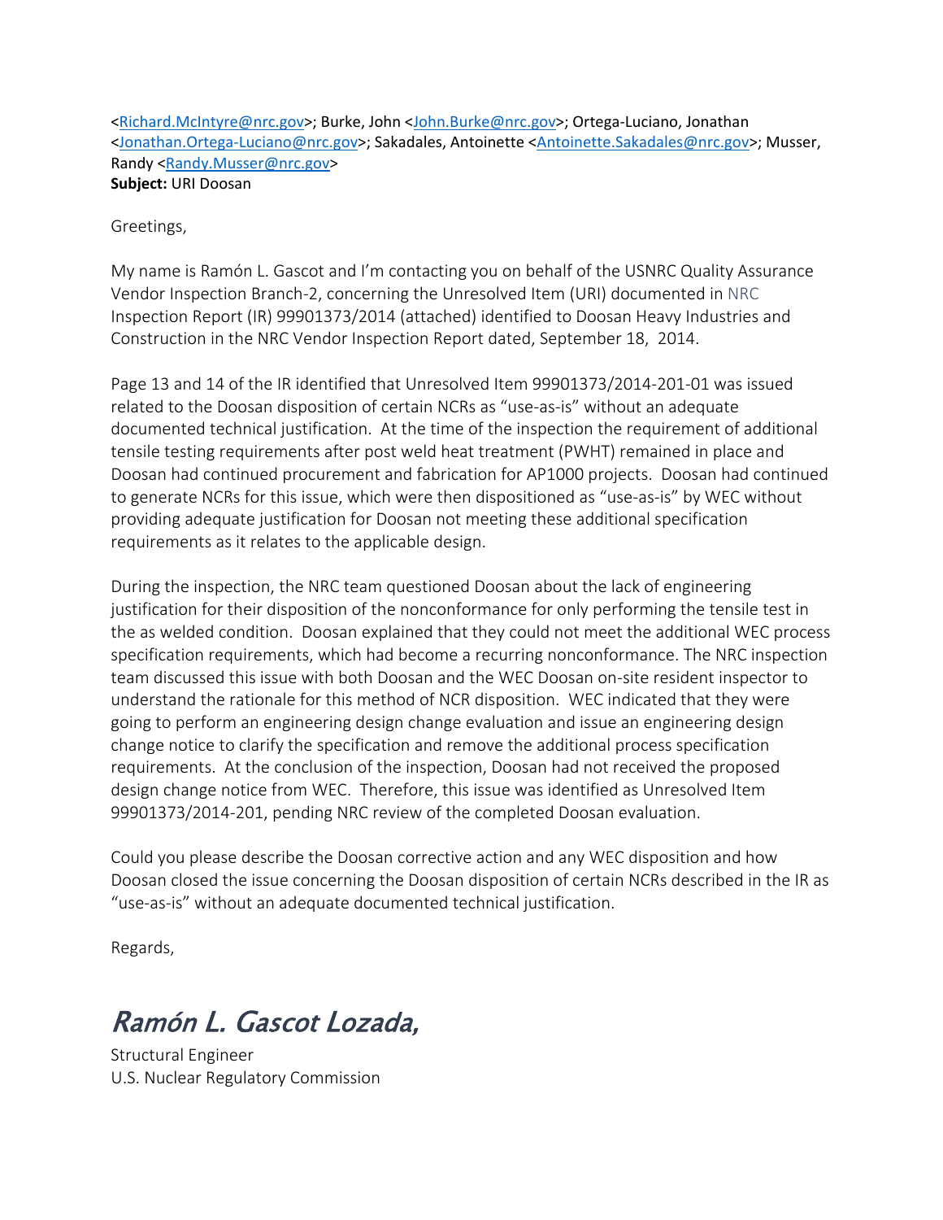<Richard.McIntyre@nrc.gov>; Burke, John <John.Burke@nrc.gov>; Ortega-Luciano, Jonathan <Jonathan.Ortega-Luciano@nrc.gov>; Sakadales, Antoinette <Antoinette.Sakadales@nrc.gov>; Musser, Randy <Randy.Musser@nrc.gov>
**Subject:** URI Doosan

Greetings,

My name is Ramón L. Gascot and I'm contacting you on behalf of the USNRC Quality Assurance Vendor Inspection Branch-2, concerning the Unresolved Item (URI) documented in NRC Inspection Report (IR) 99901373/2014 (attached) identified to Doosan Heavy Industries and Construction in the NRC Vendor Inspection Report dated, September 18, 2014.

Page 13 and 14 of the IR identified that Unresolved Item 99901373/2014-201-01 was issued related to the Doosan disposition of certain NCRs as "use-as-is" without an adequate documented technical justification. At the time of the inspection the requirement of additional tensile testing requirements after post weld heat treatment (PWHT) remained in place and Doosan had continued procurement and fabrication for AP1000 projects. Doosan had continued to generate NCRs for this issue, which were then dispositioned as "use-as-is" by WEC without providing adequate justification for Doosan not meeting these additional specification requirements as it relates to the applicable design.

During the inspection, the NRC team questioned Doosan about the lack of engineering justification for their disposition of the nonconformance for only performing the tensile test in the as welded condition. Doosan explained that they could not meet the additional WEC process specification requirements, which had become a recurring nonconformance. The NRC inspection team discussed this issue with both Doosan and the WEC Doosan on-site resident inspector to understand the rationale for this method of NCR disposition. WEC indicated that they were going to perform an engineering design change evaluation and issue an engineering design change notice to clarify the specification and remove the additional process specification requirements. At the conclusion of the inspection, Doosan had not received the proposed design change notice from WEC. Therefore, this issue was identified as Unresolved Item 99901373/2014-201, pending NRC review of the completed Doosan evaluation.

Could you please describe the Doosan corrective action and any WEC disposition and how Doosan closed the issue concerning the Doosan disposition of certain NCRs described in the IR as "use-as-is" without an adequate documented technical justification.

Regards,

*Ramón L. Gascot Lozada,*

Structural Engineer
U.S. Nuclear Regulatory Commission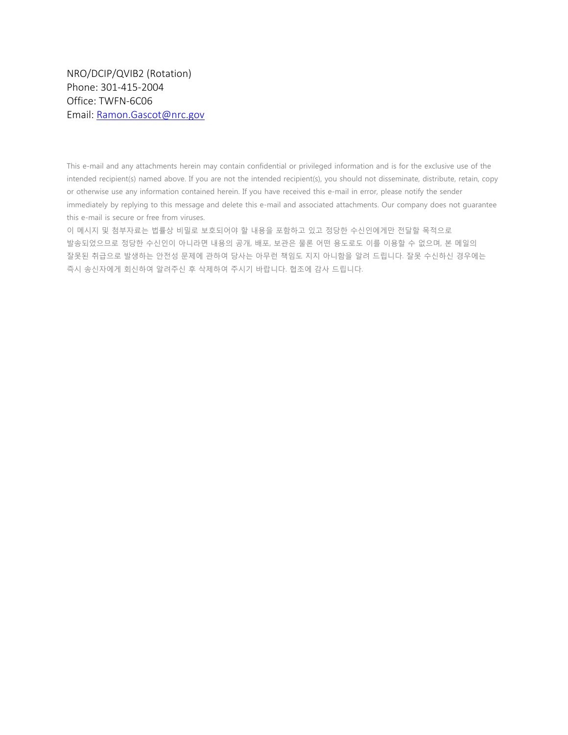NRO/DCIP/QVIB2 (Rotation)
Phone: 301-415-2004
Office: TWFN-6C06
Email: Ramon.Gascot@nrc.gov

This e-mail and any attachments herein may contain confidential or privileged information and is for the exclusive use of the intended recipient(s) named above. If you are not the intended recipient(s), you should not disseminate, distribute, retain, copy or otherwise use any information contained herein. If you have received this e-mail in error, please notify the sender immediately by replying to this message and delete this e-mail and associated attachments. Our company does not guarantee this e-mail is secure or free from viruses.
이 메시지 및 첨부자료는 법률상 비밀로 보호되어야 할 내용을 포함하고 있고 정당한 수신인에게만 전달할 목적으로 발송되었으므로 정당한 수신인이 아니라면 내용의 공개, 배포, 보관은 물론 어떤 용도로도 이를 이용할 수 없으며, 본 메일의 잘못된 취급으로 발생하는 안전성 문제에 관하여 당사는 아무런 책임도 지지 아니함을 알려 드립니다. 잘못 수신하신 경우에는 즉시 송신자에게 회신하여 알려주신 후 삭제하여 주시기 바랍니다. 협조에 감사 드립니다.